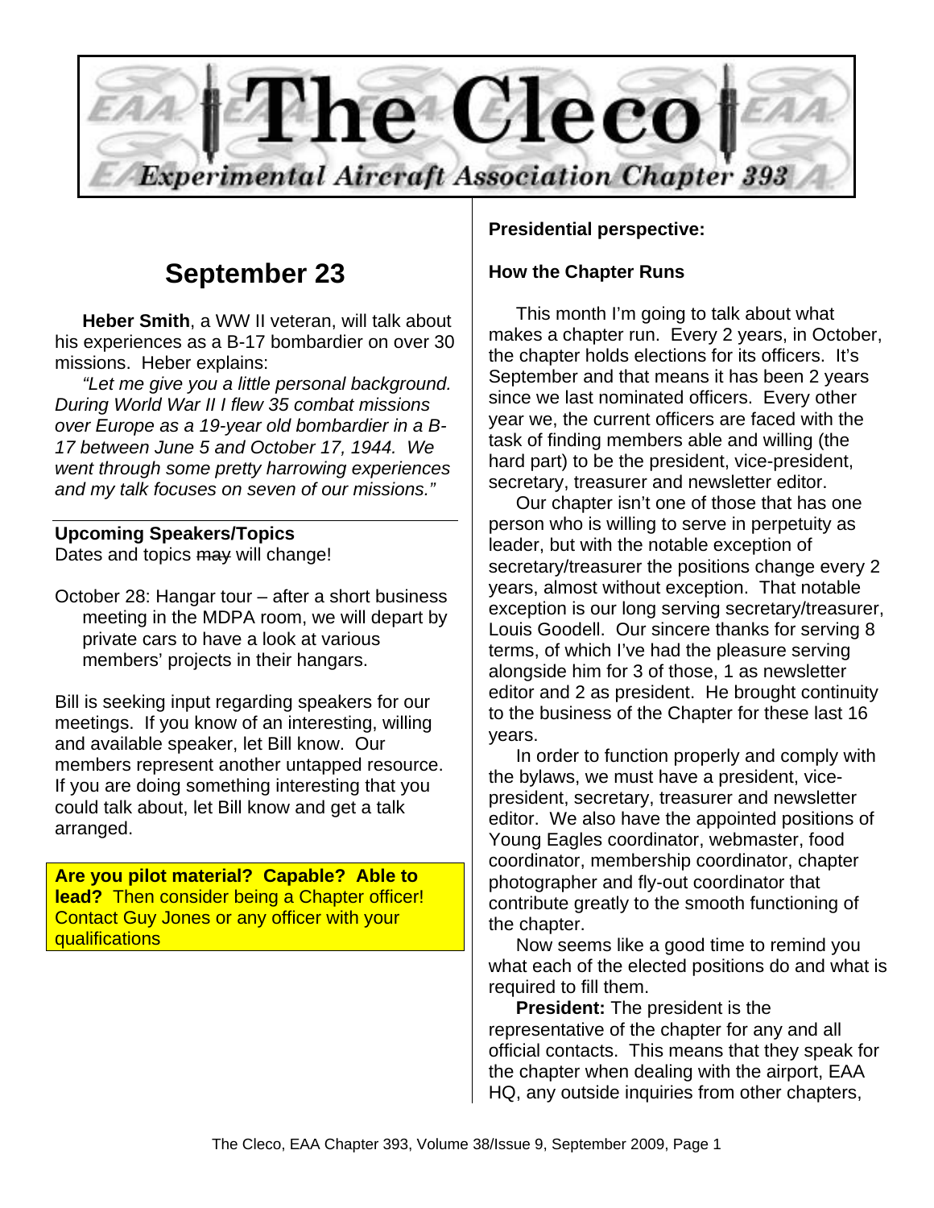# The Cleco

*Experimental Aircraft Association Chapter 393*

## September 23

**Heber Smith**, a WW II veteran, will talk about his experiences as a B-17 bombardier on over 30 missions. Heber explains:

*"Let me give you a little personal background. During World War II I flew 35 combat missions over Europe as a 19-year old bombardier in a B-17 between June 5 and October 17, 1944. We went through some pretty harrowing experiences and my talk focuses on seven of our missions."*

**Upcoming Speakers/Topics**

Dates and topics ~~may~~ will change!

October 28: Hangar tour – after a short business meeting in the MDPA room, we will depart by private cars to have a look at various members' projects in their hangars.

Bill is seeking input regarding speakers for our meetings. If you know of an interesting, willing and available speaker, let Bill know. Our members represent another untapped resource. If you are doing something interesting that you could talk about, let Bill know and get a talk arranged.

**Are you pilot material? Capable? Able to lead?** Then consider being a Chapter officer! Contact Guy Jones or any officer with your qualifications

**Presidential perspective:**

**How the Chapter Runs**

This month I'm going to talk about what makes a chapter run. Every 2 years, in October, the chapter holds elections for its officers. It's September and that means it has been 2 years since we last nominated officers. Every other year we, the current officers are faced with the task of finding members able and willing (the hard part) to be the president, vice-president, secretary, treasurer and newsletter editor.

Our chapter isn't one of those that has one person who is willing to serve in perpetuity as leader, but with the notable exception of secretary/treasurer the positions change every 2 years, almost without exception. That notable exception is our long serving secretary/treasurer, Louis Goodell. Our sincere thanks for serving 8 terms, of which I've had the pleasure serving alongside him for 3 of those, 1 as newsletter editor and 2 as president. He brought continuity to the business of the Chapter for these last 16 years.

In order to function properly and comply with the bylaws, we must have a president, vice-president, secretary, treasurer and newsletter editor. We also have the appointed positions of Young Eagles coordinator, webmaster, food coordinator, membership coordinator, chapter photographer and fly-out coordinator that contribute greatly to the smooth functioning of the chapter.

Now seems like a good time to remind you what each of the elected positions do and what is required to fill them.

**President:** The president is the representative of the chapter for any and all official contacts. This means that they speak for the chapter when dealing with the airport, EAA HQ, any outside inquiries from other chapters,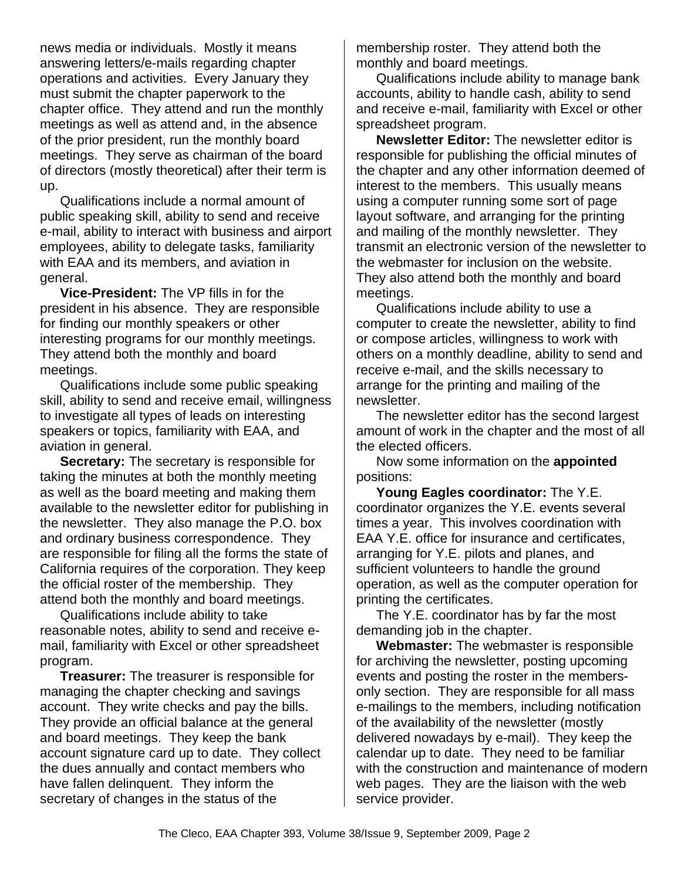news media or individuals. Mostly it means answering letters/e-mails regarding chapter operations and activities. Every January they must submit the chapter paperwork to the chapter office. They attend and run the monthly meetings as well as attend and, in the absence of the prior president, run the monthly board meetings. They serve as chairman of the board of directors (mostly theoretical) after their term is up.

Qualifications include a normal amount of public speaking skill, ability to send and receive e-mail, ability to interact with business and airport employees, ability to delegate tasks, familiarity with EAA and its members, and aviation in general.

**Vice-President:** The VP fills in for the president in his absence. They are responsible for finding our monthly speakers or other interesting programs for our monthly meetings. They attend both the monthly and board meetings.

Qualifications include some public speaking skill, ability to send and receive email, willingness to investigate all types of leads on interesting speakers or topics, familiarity with EAA, and aviation in general.

**Secretary:** The secretary is responsible for taking the minutes at both the monthly meeting as well as the board meeting and making them available to the newsletter editor for publishing in the newsletter. They also manage the P.O. box and ordinary business correspondence. They are responsible for filing all the forms the state of California requires of the corporation. They keep the official roster of the membership. They attend both the monthly and board meetings.

Qualifications include ability to take reasonable notes, ability to send and receive e-mail, familiarity with Excel or other spreadsheet program.

**Treasurer:** The treasurer is responsible for managing the chapter checking and savings account. They write checks and pay the bills. They provide an official balance at the general and board meetings. They keep the bank account signature card up to date. They collect the dues annually and contact members who have fallen delinquent. They inform the secretary of changes in the status of the membership roster. They attend both the monthly and board meetings.

Qualifications include ability to manage bank accounts, ability to handle cash, ability to send and receive e-mail, familiarity with Excel or other spreadsheet program.

**Newsletter Editor:** The newsletter editor is responsible for publishing the official minutes of the chapter and any other information deemed of interest to the members. This usually means using a computer running some sort of page layout software, and arranging for the printing and mailing of the monthly newsletter. They transmit an electronic version of the newsletter to the webmaster for inclusion on the website. They also attend both the monthly and board meetings.

Qualifications include ability to use a computer to create the newsletter, ability to find or compose articles, willingness to work with others on a monthly deadline, ability to send and receive e-mail, and the skills necessary to arrange for the printing and mailing of the newsletter.

The newsletter editor has the second largest amount of work in the chapter and the most of all the elected officers.

Now some information on the **appointed** positions:

**Young Eagles coordinator:** The Y.E. coordinator organizes the Y.E. events several times a year. This involves coordination with EAA Y.E. office for insurance and certificates, arranging for Y.E. pilots and planes, and sufficient volunteers to handle the ground operation, as well as the computer operation for printing the certificates.

The Y.E. coordinator has by far the most demanding job in the chapter.

**Webmaster:** The webmaster is responsible for archiving the newsletter, posting upcoming events and posting the roster in the members-only section. They are responsible for all mass e-mailings to the members, including notification of the availability of the newsletter (mostly delivered nowadays by e-mail). They keep the calendar up to date. They need to be familiar with the construction and maintenance of modern web pages. They are the liaison with the web service provider.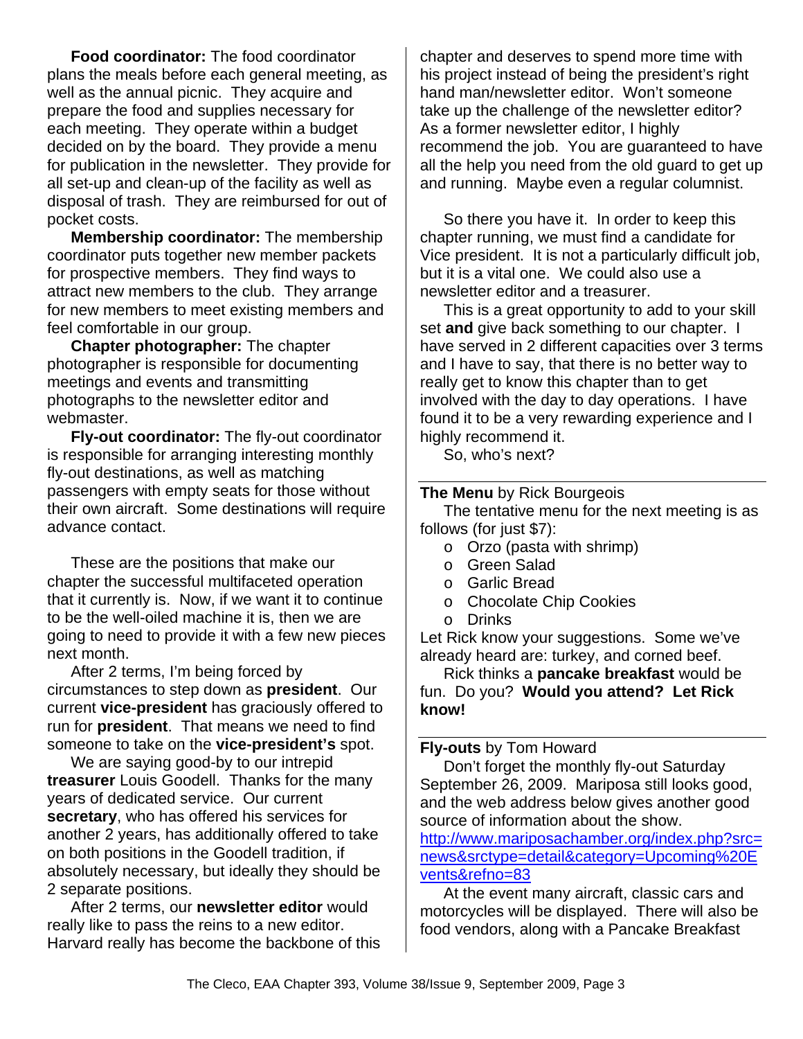**Food coordinator:** The food coordinator plans the meals before each general meeting, as well as the annual picnic. They acquire and prepare the food and supplies necessary for each meeting. They operate within a budget decided on by the board. They provide a menu for publication in the newsletter. They provide for all set-up and clean-up of the facility as well as disposal of trash. They are reimbursed for out of pocket costs.

**Membership coordinator:** The membership coordinator puts together new member packets for prospective members. They find ways to attract new members to the club. They arrange for new members to meet existing members and feel comfortable in our group.

**Chapter photographer:** The chapter photographer is responsible for documenting meetings and events and transmitting photographs to the newsletter editor and webmaster.

**Fly-out coordinator:** The fly-out coordinator is responsible for arranging interesting monthly fly-out destinations, as well as matching passengers with empty seats for those without their own aircraft. Some destinations will require advance contact.

These are the positions that make our chapter the successful multifaceted operation that it currently is. Now, if we want it to continue to be the well-oiled machine it is, then we are going to need to provide it with a few new pieces next month.

After 2 terms, I'm being forced by circumstances to step down as **president**. Our current **vice-president** has graciously offered to run for **president**. That means we need to find someone to take on the **vice-president's** spot.

We are saying good-by to our intrepid **treasurer** Louis Goodell. Thanks for the many years of dedicated service. Our current **secretary**, who has offered his services for another 2 years, has additionally offered to take on both positions in the Goodell tradition, if absolutely necessary, but ideally they should be 2 separate positions.

After 2 terms, our **newsletter editor** would really like to pass the reins to a new editor. Harvard really has become the backbone of this chapter and deserves to spend more time with his project instead of being the president's right hand man/newsletter editor. Won't someone take up the challenge of the newsletter editor? As a former newsletter editor, I highly recommend the job. You are guaranteed to have all the help you need from the old guard to get up and running. Maybe even a regular columnist.

So there you have it. In order to keep this chapter running, we must find a candidate for Vice president. It is not a particularly difficult job, but it is a vital one. We could also use a newsletter editor and a treasurer.

This is a great opportunity to add to your skill set **and** give back something to our chapter. I have served in 2 different capacities over 3 terms and I have to say, that there is no better way to really get to know this chapter than to get involved with the day to day operations. I have found it to be a very rewarding experience and I highly recommend it.

So, who's next?

---

**The Menu** by Rick Bourgeois

The tentative menu for the next meeting is as follows (for just $7):

- Orzo (pasta with shrimp)
- Green Salad
- Garlic Bread
- Chocolate Chip Cookies
- Drinks

Let Rick know your suggestions. Some we've already heard are: turkey, and corned beef.

Rick thinks a **pancake breakfast** would be fun. Do you? **Would you attend? Let Rick know!**

---

**Fly-outs** by Tom Howard

Don't forget the monthly fly-out Saturday September 26, 2009. Mariposa still looks good, and the web address below gives another good source of information about the show.

http://www.mariposachamber.org/index.php?src=news&srctype=detail&category=Upcoming%20Events&refno=83

At the event many aircraft, classic cars and motorcycles will be displayed. There will also be food vendors, along with a Pancake Breakfast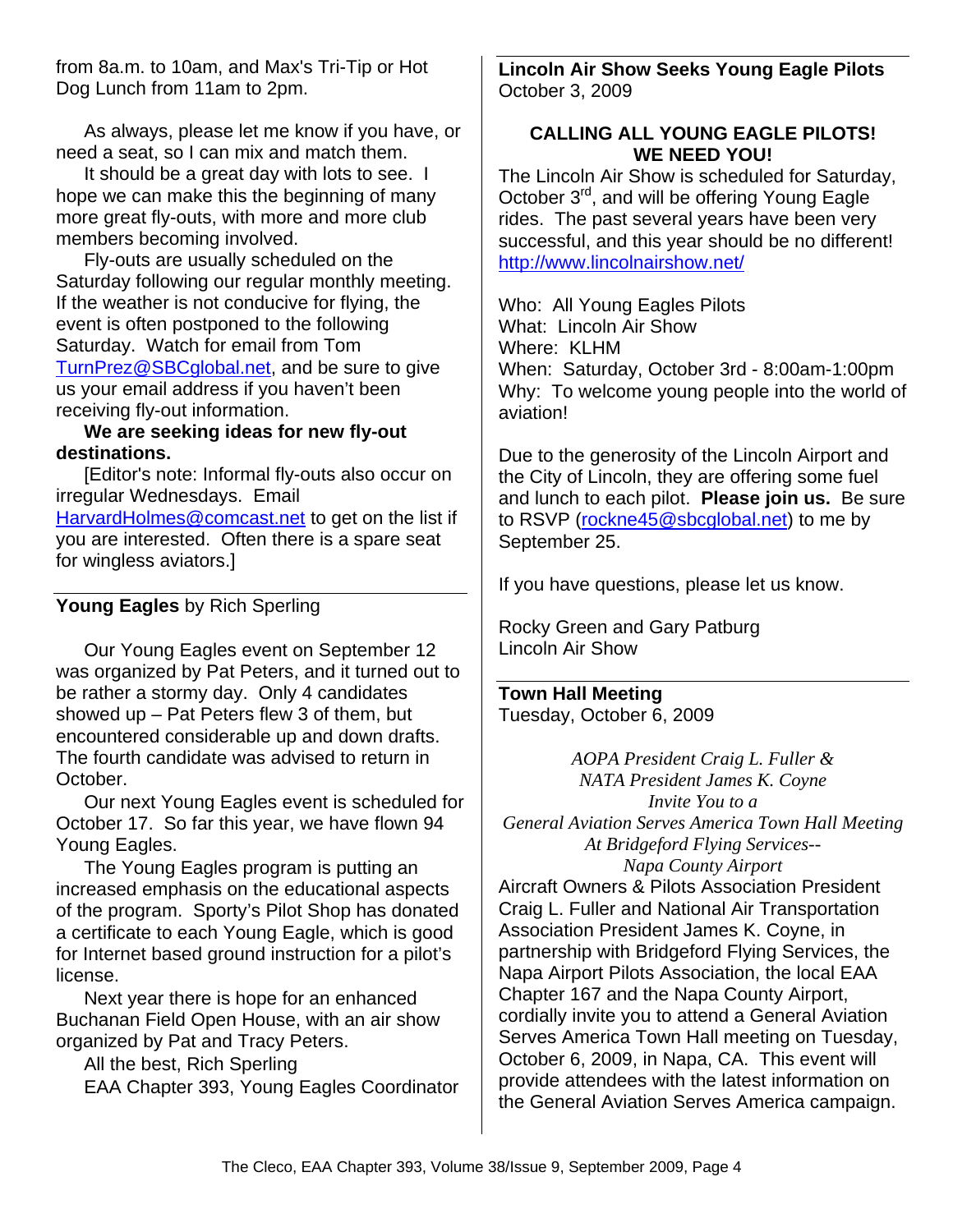from 8a.m. to 10am, and Max's Tri-Tip or Hot Dog Lunch from 11am to 2pm.

As always, please let me know if you have, or need a seat, so I can mix and match them.

It should be a great day with lots to see. I hope we can make this the beginning of many more great fly-outs, with more and more club members becoming involved.

Fly-outs are usually scheduled on the Saturday following our regular monthly meeting. If the weather is not conducive for flying, the event is often postponed to the following Saturday. Watch for email from Tom TurnPrez@SBCglobal.net, and be sure to give us your email address if you haven't been receiving fly-out information.

**We are seeking ideas for new fly-out destinations.**

[Editor's note: Informal fly-outs also occur on irregular Wednesdays. Email HarvardHolmes@comcast.net to get on the list if you are interested. Often there is a spare seat for wingless aviators.]

---

## **Young Eagles** by Rich Sperling

Our Young Eagles event on September 12 was organized by Pat Peters, and it turned out to be rather a stormy day. Only 4 candidates showed up – Pat Peters flew 3 of them, but encountered considerable up and down drafts. The fourth candidate was advised to return in October.

Our next Young Eagles event is scheduled for October 17. So far this year, we have flown 94 Young Eagles.

The Young Eagles program is putting an increased emphasis on the educational aspects of the program. Sporty's Pilot Shop has donated a certificate to each Young Eagle, which is good for Internet based ground instruction for a pilot's license.

Next year there is hope for an enhanced Buchanan Field Open House, with an air show organized by Pat and Tracy Peters.

All the best, Rich Sperling

EAA Chapter 393, Young Eagles Coordinator

---

## **Lincoln Air Show Seeks Young Eagle Pilots**

October 3, 2009

**CALLING ALL YOUNG EAGLE PILOTS! WE NEED YOU!**

The Lincoln Air Show is scheduled for Saturday, October 3rd, and will be offering Young Eagle rides. The past several years have been very successful, and this year should be no different! http://www.lincolnairshow.net/

Who: All Young Eagles Pilots
What: Lincoln Air Show
Where: KLHM
When: Saturday, October 3rd - 8:00am-1:00pm
Why: To welcome young people into the world of aviation!

Due to the generosity of the Lincoln Airport and the City of Lincoln, they are offering some fuel and lunch to each pilot. **Please join us.** Be sure to RSVP (rockne45@sbcglobal.net) to me by September 25.

If you have questions, please let us know.

Rocky Green and Gary Patburg
Lincoln Air Show

---

## **Town Hall Meeting**

Tuesday, October 6, 2009

*AOPA President Craig L. Fuller &*
*NATA President James K. Coyne*
*Invite You to a*
*General Aviation Serves America Town Hall Meeting*
*At Bridgeford Flying Services--*
*Napa County Airport*

Aircraft Owners & Pilots Association President Craig L. Fuller and National Air Transportation Association President James K. Coyne, in partnership with Bridgeford Flying Services, the Napa Airport Pilots Association, the local EAA Chapter 167 and the Napa County Airport, cordially invite you to attend a General Aviation Serves America Town Hall meeting on Tuesday, October 6, 2009, in Napa, CA. This event will provide attendees with the latest information on the General Aviation Serves America campaign.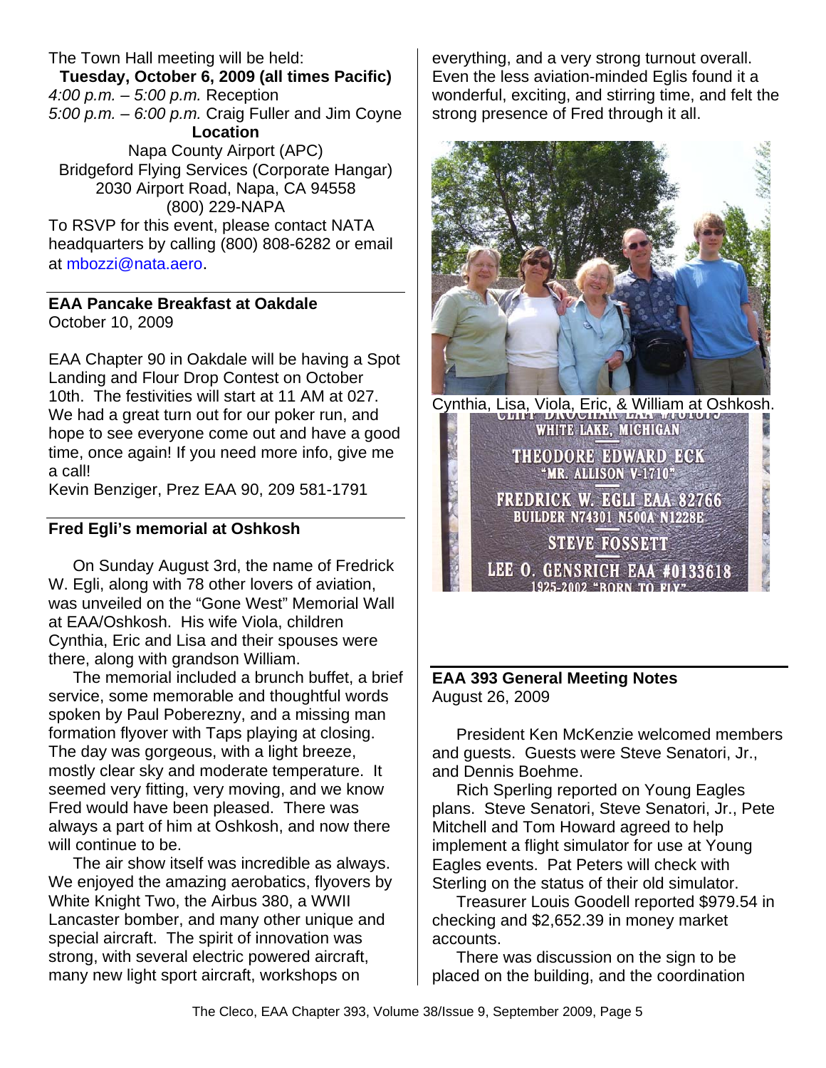The Town Hall meeting will be held:

**Tuesday, October 6, 2009 (all times Pacific)**

*4:00 p.m. – 5:00 p.m.* Reception

*5:00 p.m. – 6:00 p.m.* Craig Fuller and Jim Coyne

**Location**

Napa County Airport (APC)
Bridgeford Flying Services (Corporate Hangar)
2030 Airport Road, Napa, CA 94558
(800) 229-NAPA

To RSVP for this event, please contact NATA headquarters by calling (800) 808-6282 or email at mbozzi@nata.aero.

## EAA Pancake Breakfast at Oakdale

October 10, 2009

EAA Chapter 90 in Oakdale will be having a Spot Landing and Flour Drop Contest on October 10th. The festivities will start at 11 AM at 027. We had a great turn out for our poker run, and hope to see everyone come out and have a good time, once again! If you need more info, give me a call!

Kevin Benziger, Prez EAA 90, 209 581-1791

## Fred Egli's memorial at Oshkosh

On Sunday August 3rd, the name of Fredrick W. Egli, along with 78 other lovers of aviation, was unveiled on the "Gone West" Memorial Wall at EAA/Oshkosh. His wife Viola, children Cynthia, Eric and Lisa and their spouses were there, along with grandson William.

The memorial included a brunch buffet, a brief service, some memorable and thoughtful words spoken by Paul Poberezny, and a missing man formation flyover with Taps playing at closing. The day was gorgeous, with a light breeze, mostly clear sky and moderate temperature. It seemed very fitting, very moving, and we know Fred would have been pleased. There was always a part of him at Oshkosh, and now there will continue to be.

The air show itself was incredible as always. We enjoyed the amazing aerobatics, flyovers by White Knight Two, the Airbus 380, a WWII Lancaster bomber, and many other unique and special aircraft. The spirit of innovation was strong, with several electric powered aircraft, many new light sport aircraft, workshops on everything, and a very strong turnout overall. Even the less aviation-minded Eglis found it a wonderful, exciting, and stirring time, and felt the strong presence of Fred through it all.

Cynthia, Lisa, Viola, Eric, & William at Oshkosh.

## EAA 393 General Meeting Notes

August 26, 2009

President Ken McKenzie welcomed members and guests. Guests were Steve Senatori, Jr., and Dennis Boehme.

Rich Sperling reported on Young Eagles plans. Steve Senatori, Steve Senatori, Jr., Pete Mitchell and Tom Howard agreed to help implement a flight simulator for use at Young Eagles events. Pat Peters will check with Sterling on the status of their old simulator.

Treasurer Louis Goodell reported $979.54 in checking and $2,652.39 in money market accounts.

There was discussion on the sign to be placed on the building, and the coordination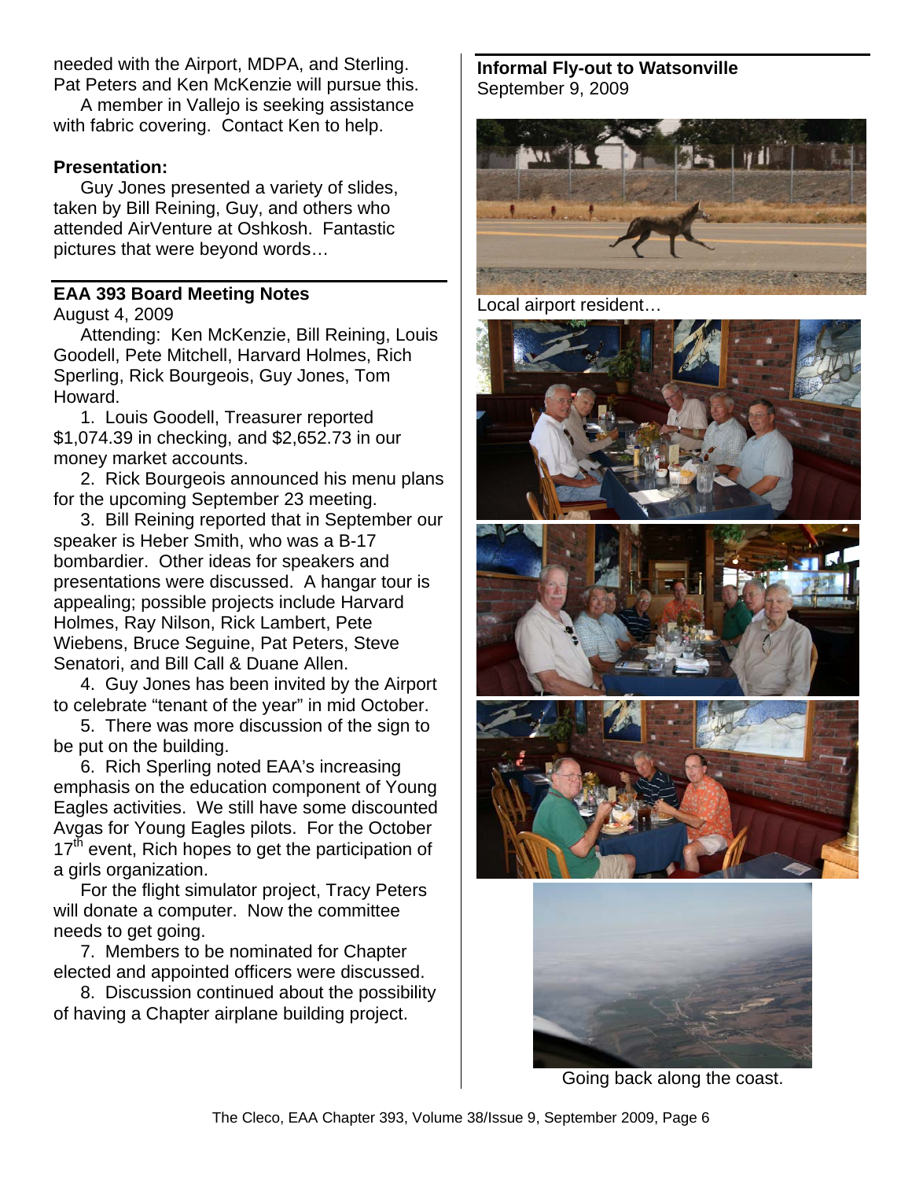needed with the Airport, MDPA, and Sterling. Pat Peters and Ken McKenzie will pursue this.

A member in Vallejo is seeking assistance with fabric covering. Contact Ken to help.

**Presentation:**

Guy Jones presented a variety of slides, taken by Bill Reining, Guy, and others who attended AirVenture at Oshkosh. Fantastic pictures that were beyond words…

## EAA 393 Board Meeting Notes

August 4, 2009

Attending: Ken McKenzie, Bill Reining, Louis Goodell, Pete Mitchell, Harvard Holmes, Rich Sperling, Rick Bourgeois, Guy Jones, Tom Howard.

1. Louis Goodell, Treasurer reported $1,074.39 in checking, and $2,652.73 in our money market accounts.

2. Rick Bourgeois announced his menu plans for the upcoming September 23 meeting.

3. Bill Reining reported that in September our speaker is Heber Smith, who was a B-17 bombardier. Other ideas for speakers and presentations were discussed. A hangar tour is appealing; possible projects include Harvard Holmes, Ray Nilson, Rick Lambert, Pete Wiebens, Bruce Seguine, Pat Peters, Steve Senatori, and Bill Call & Duane Allen.

4. Guy Jones has been invited by the Airport to celebrate "tenant of the year" in mid October.

5. There was more discussion of the sign to be put on the building.

6. Rich Sperling noted EAA's increasing emphasis on the education component of Young Eagles activities. We still have some discounted Avgas for Young Eagles pilots. For the October 17th event, Rich hopes to get the participation of a girls organization.

For the flight simulator project, Tracy Peters will donate a computer. Now the committee needs to get going.

7. Members to be nominated for Chapter elected and appointed officers were discussed.

8. Discussion continued about the possibility of having a Chapter airplane building project.

## Informal Fly-out to Watsonville

September 9, 2009

Local airport resident…

Going back along the coast.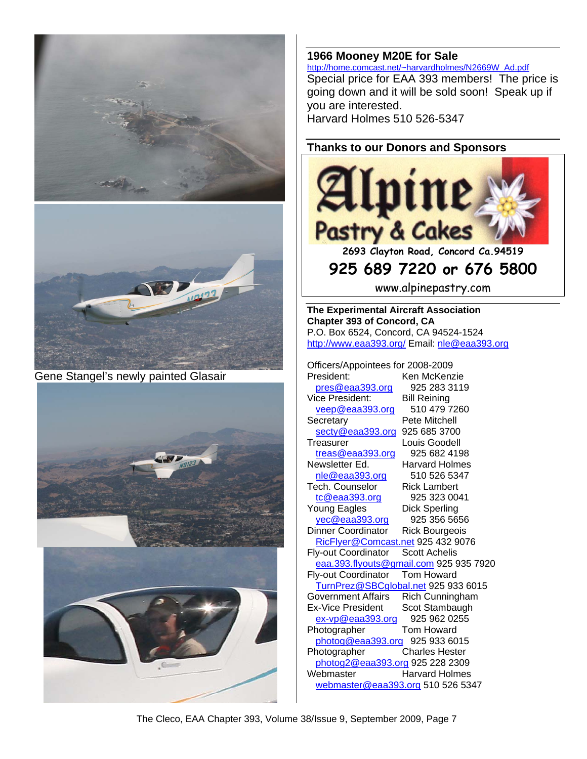Gene Stangel's newly painted Glasair

## 1966 Mooney M20E for Sale

http://home.comcast.net/~harvardholmes/N2669W_Ad.pdf

Special price for EAA 393 members! The price is going down and it will be sold soon! Speak up if you are interested.

Harvard Holmes 510 526-5347

## Thanks to our Donors and Sponsors

**Alpine Pastry & Cakes**

2693 Clayton Road, Concord Ca.94519

**925 689 7220 or 676 5800**

www.alpinepastry.com

**The Experimental Aircraft Association**
**Chapter 393 of Concord, CA**
P.O. Box 6524, Concord, CA 94524-1524
http://www.eaa393.org/ Email: nle@eaa393.org

Officers/Appointees for 2008-2009

| Position | Name | Email | Phone |
| --- | --- | --- | --- |
| President: | Ken McKenzie | pres@eaa393.org | 925 283 3119 |
| Vice President: | Bill Reining | veep@eaa393.org | 510 479 7260 |
| Secretary | Pete Mitchell | secty@eaa393.org | 925 685 3700 |
| Treasurer | Louis Goodell | treas@eaa393.org | 925 682 4198 |
| Newsletter Ed. | Harvard Holmes | nle@eaa393.org | 510 526 5347 |
| Tech. Counselor | Rick Lambert | tc@eaa393.org | 925 323 0041 |
| Young Eagles | Dick Sperling | yec@eaa393.org | 925 356 5656 |
| Dinner Coordinator | Rick Bourgeois | RicFlyer@Comcast.net | 925 432 9076 |
| Fly-out Coordinator | Scott Achelis | eaa.393.flyouts@gmail.com | 925 935 7920 |
| Fly-out Coordinator | Tom Howard | TurnPrez@SBCglobal.net | 925 933 6015 |
| Government Affairs | Rich Cunningham | | |
| Ex-Vice President | Scot Stambaugh | ex-vp@eaa393.org | 925 962 0255 |
| Photographer | Tom Howard | photog@eaa393.org | 925 933 6015 |
| Photographer | Charles Hester | photog2@eaa393.org | 925 228 2309 |
| Webmaster | Harvard Holmes | webmaster@eaa393.org | 510 526 5347 |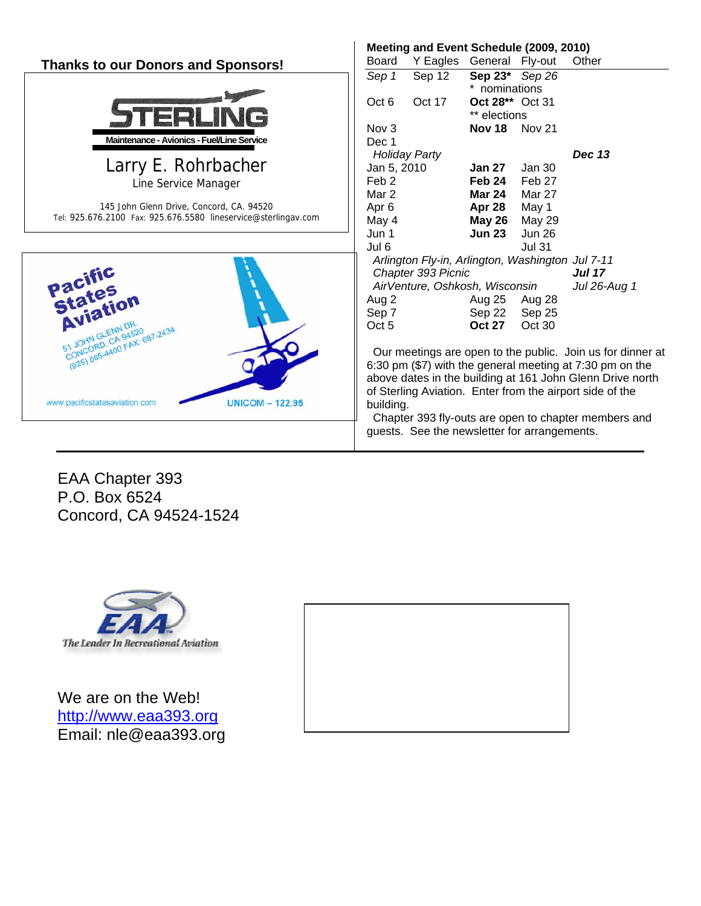**Thanks to our Donors and Sponsors!**

STERLING

Maintenance - Avionics - Fuel/Line Service

Larry E. Rohrbacher

Line Service Manager

145 John Glenn Drive, Concord, CA. 94520

Tel: 925.676.2100 Fax: 925.676.5580 lineservice@sterlingav.com

Pacific States Aviation

51 JOHN GLENN DR.
CONCORD, CA 94520
(925) 685-4400 FAX: 687-2434

www.pacificstatesaviation.com

UNICOM – 122.95

**Meeting and Event Schedule (2009, 2010)**

| Board | Y Eagles | General | Fly-out | Other |
|---|---|---|---|---|
| *Sep 1* | Sep 12 | **Sep 23*** * nominations | *Sep 26* | |
| Oct 6 | Oct 17 | **Oct 28**** ** elections | Oct 31 | |
| Nov 3 | | **Nov 18** | Nov 21 | |
| Dec 1 | | | | |
| *Holiday Party* | | | | ***Dec 13*** |
| Jan 5, 2010 | | **Jan 27** | Jan 30 | |
| Feb 2 | | **Feb 24** | Feb 27 | |
| Mar 2 | | **Mar 24** | Mar 27 | |
| Apr 6 | | **Apr 28** | May 1 | |
| May 4 | | **May 26** | May 29 | |
| Jun 1 | | **Jun 23** | Jun 26 | |
| Jul 6 | | | Jul 31 | |
| *Arlington Fly-in, Arlington, Washington* | | | | *Jul 7-11* |
| *Chapter 393 Picnic* | | | | ***Jul 17*** |
| *AirVenture, Oshkosh, Wisconsin* | | | | *Jul 26-Aug 1* |
| Aug 2 | | Aug 25 | Aug 28 | |
| Sep 7 | | Sep 22 | Sep 25 | |
| Oct 5 | | **Oct 27** | Oct 30 | |

Our meetings are open to the public. Join us for dinner at 6:30 pm ($7) with the general meeting at 7:30 pm on the above dates in the building at 161 John Glenn Drive north of Sterling Aviation. Enter from the airport side of the building.

Chapter 393 fly-outs are open to chapter members and guests. See the newsletter for arrangements.

EAA Chapter 393
P.O. Box 6524
Concord, CA 94524-1524

EAA
*The Leader In Recreational Aviation*

We are on the Web!
http://www.eaa393.org
Email: nle@eaa393.org